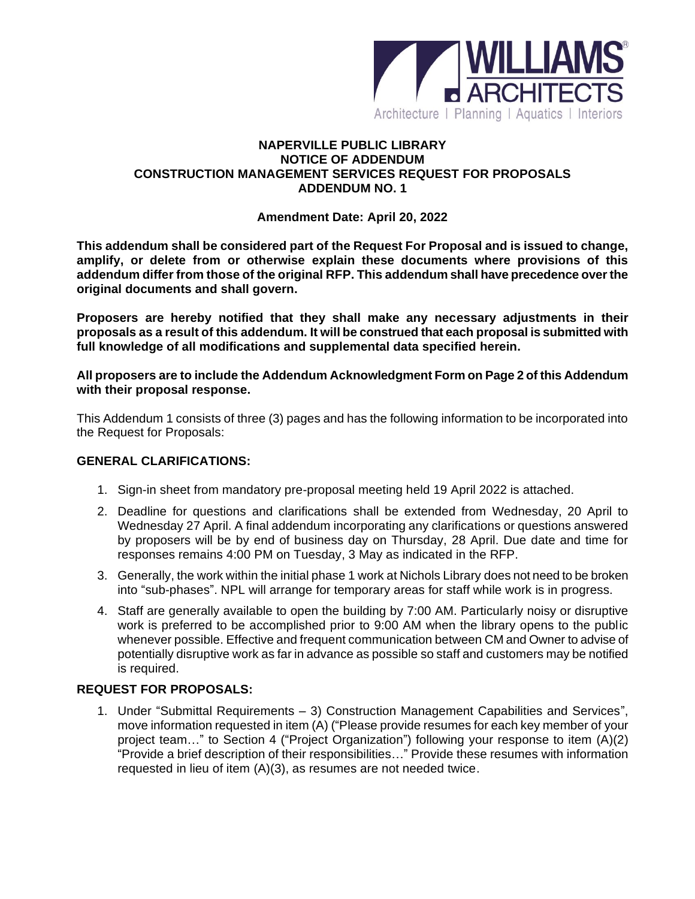WILLIAMS ARCHITECTS
Architecture | Planning | Aquatics | Interiors

**NAPERVILLE PUBLIC LIBRARY**
**NOTICE OF ADDENDUM**
**CONSTRUCTION MANAGEMENT SERVICES REQUEST FOR PROPOSALS**
**ADDENDUM NO. 1**

**Amendment Date: April 20, 2022**

**This addendum shall be considered part of the Request For Proposal and is issued to change, amplify, or delete from or otherwise explain these documents where provisions of this addendum differ from those of the original RFP. This addendum shall have precedence over the original documents and shall govern.**

**Proposers are hereby notified that they shall make any necessary adjustments in their proposals as a result of this addendum. It will be construed that each proposal is submitted with full knowledge of all modifications and supplemental data specified herein.**

**All proposers are to include the Addendum Acknowledgment Form on Page 2 of this Addendum with their proposal response.**

This Addendum 1 consists of three (3) pages and has the following information to be incorporated into the Request for Proposals:

## GENERAL CLARIFICATIONS:

1. Sign-in sheet from mandatory pre-proposal meeting held 19 April 2022 is attached.
2. Deadline for questions and clarifications shall be extended from Wednesday, 20 April to Wednesday 27 April. A final addendum incorporating any clarifications or questions answered by proposers will be by end of business day on Thursday, 28 April. Due date and time for responses remains 4:00 PM on Tuesday, 3 May as indicated in the RFP.
3. Generally, the work within the initial phase 1 work at Nichols Library does not need to be broken into "sub-phases". NPL will arrange for temporary areas for staff while work is in progress.
4. Staff are generally available to open the building by 7:00 AM. Particularly noisy or disruptive work is preferred to be accomplished prior to 9:00 AM when the library opens to the public whenever possible. Effective and frequent communication between CM and Owner to advise of potentially disruptive work as far in advance as possible so staff and customers may be notified is required.

## REQUEST FOR PROPOSALS:

1. Under "Submittal Requirements – 3) Construction Management Capabilities and Services", move information requested in item (A) ("Please provide resumes for each key member of your project team…" to Section 4 ("Project Organization") following your response to item (A)(2) "Provide a brief description of their responsibilities…" Provide these resumes with information requested in lieu of item (A)(3), as resumes are not needed twice.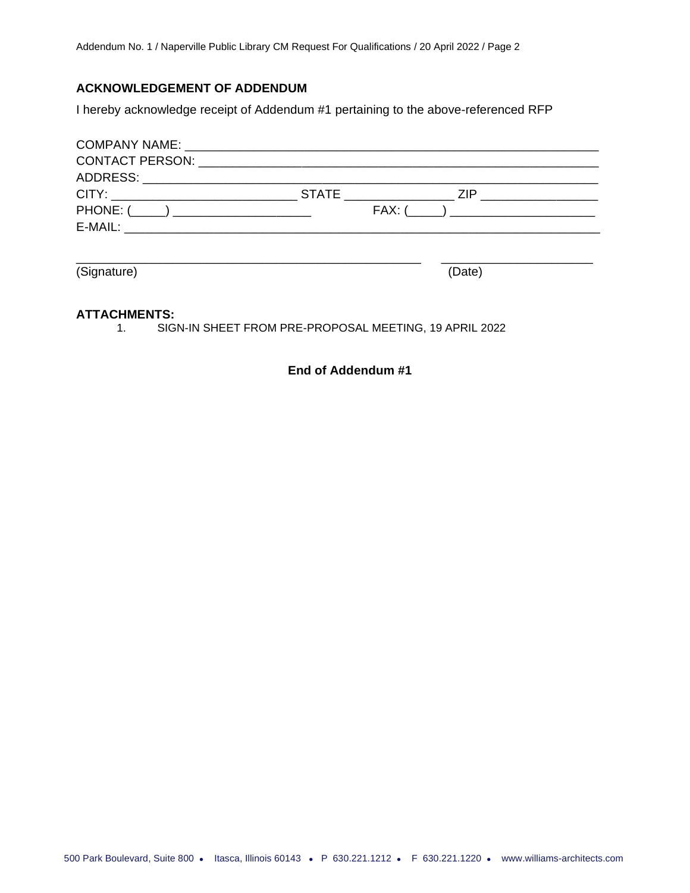## ACKNOWLEDGEMENT OF ADDENDUM

I hereby acknowledge receipt of Addendum #1 pertaining to the above-referenced RFP

COMPANY NAME: ______________________________________________________________

CONTACT PERSON: ____________________________________________________________

ADDRESS: __________________________________________________________________

CITY: ___________________________ STATE _______________ ZIP ________________

PHONE: (_____) ____________________ FAX: (_____) _____________________

E-MAIL: ____________________________________________________________________

_________________________________________________ ______________________

(Signature) (Date)

**ATTACHMENTS:**

1. SIGN-IN SHEET FROM PRE-PROPOSAL MEETING, 19 APRIL 2022

**End of Addendum #1**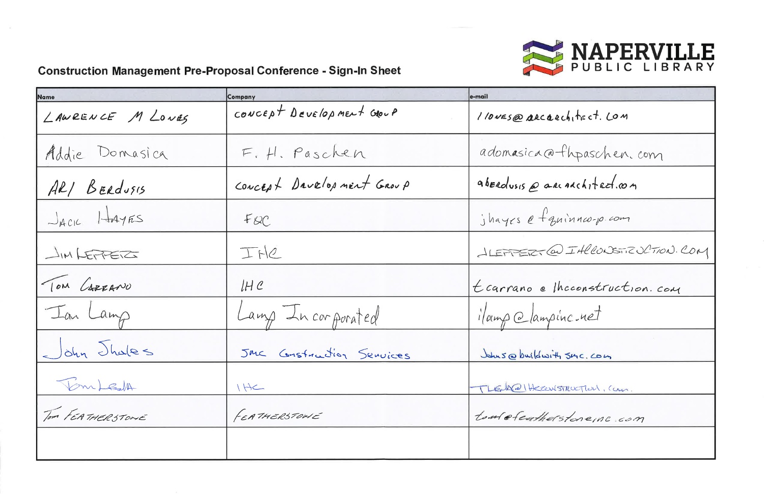NAPERVILLE PUBLIC LIBRARY

## Construction Management Pre-Proposal Conference - Sign-In Sheet

| Name | Company | e-mail |
|---|---|---|
| LAWRENCE M LOVES | CONCEPT DEVELOPMENT GROUP | lloves@arcarchitect.com |
| Addie Domasica | F. H. Paschen | adomasica@fhpaschen.com |
| ARI BERDUSIS | CONCEPT DEVELOPMENT GROUP | aberdusis@arcarchitect.com |
| JACK HAYES | FQC | jhayes@fquinnco-p.com |
| JIM LEPPERT | IHC | JLEPPERT@IHCCONSTRUCTION.COM |
| TOM CARRANO | IHC | tcarrano@ihcconstruction.com |
| Ian Lamp | Lamp Incorporated | ilamp@lampinc.net |
| John Shales | SMC Construction Services | JohnS@buildwithsmc.com |
| Tom Leslie | IHC | TLESLIE@IHCCONSTRUCTION.com |
| Tom FEATHERSTONE | FEATHERSTONE | tomf@featherstoneinc.com |
| | | |